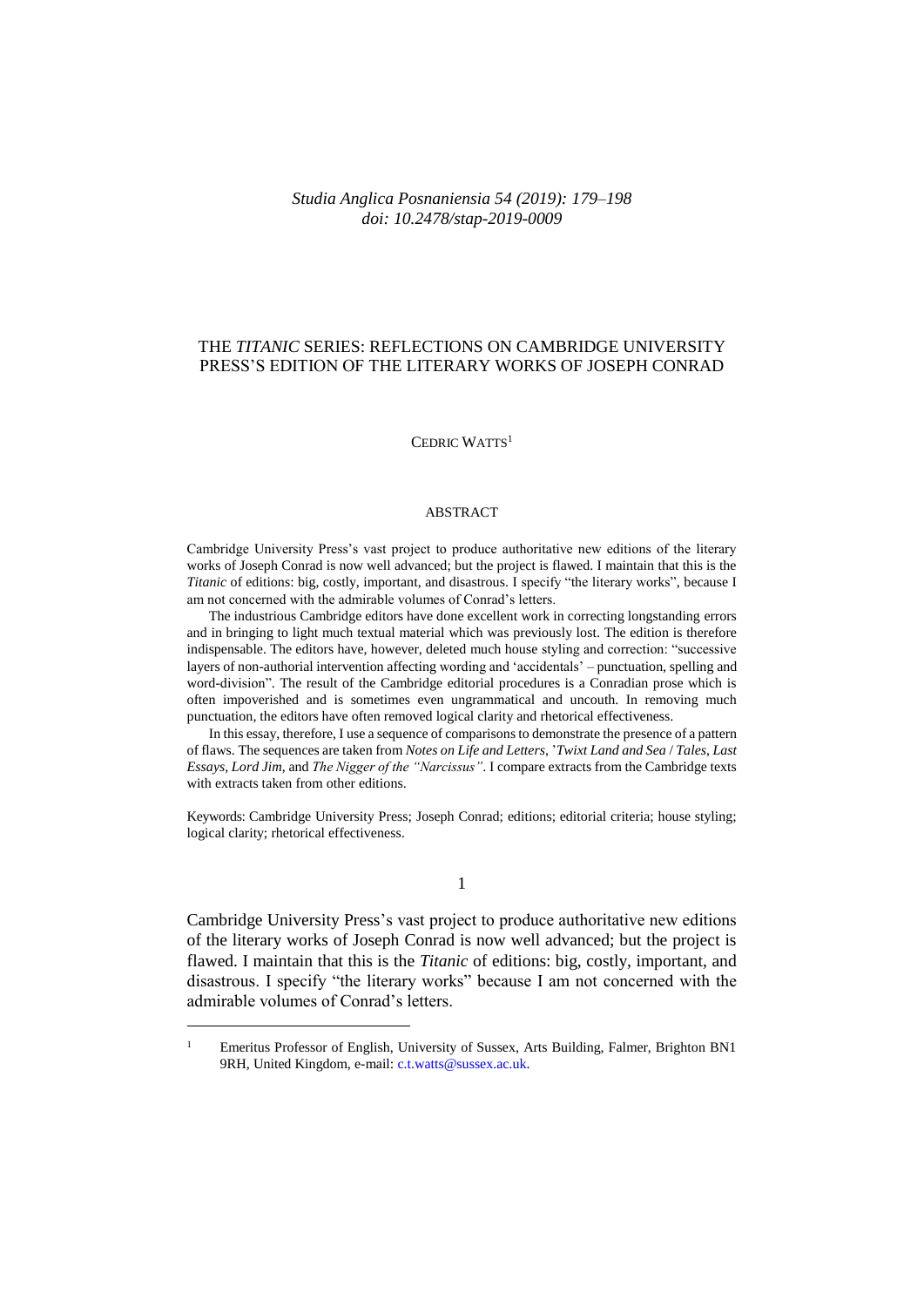*Studia Anglica Posnaniensia 54 (2019): 179–198*
*doi: 10.2478/stap-2019-0009*

# THE *TITANIC* SERIES: REFLECTIONS ON CAMBRIDGE UNIVERSITY PRESS'S EDITION OF THE LITERARY WORKS OF JOSEPH CONRAD

CEDRIC WATTS[1]

## ABSTRACT

Cambridge University Press's vast project to produce authoritative new editions of the literary works of Joseph Conrad is now well advanced; but the project is flawed. I maintain that this is the *Titanic* of editions: big, costly, important, and disastrous. I specify "the literary works", because I am not concerned with the admirable volumes of Conrad's letters.

The industrious Cambridge editors have done excellent work in correcting longstanding errors and in bringing to light much textual material which was previously lost. The edition is therefore indispensable. The editors have, however, deleted much house styling and correction: "successive layers of non-authorial intervention affecting wording and 'accidentals' – punctuation, spelling and word-division". The result of the Cambridge editorial procedures is a Conradian prose which is often impoverished and is sometimes even ungrammatical and uncouth. In removing much punctuation, the editors have often removed logical clarity and rhetorical effectiveness.

In this essay, therefore, I use a sequence of comparisons to demonstrate the presence of a pattern of flaws. The sequences are taken from *Notes on Life and Letters*, '*Twixt Land and Sea* / *Tales*, *Last Essays*, *Lord Jim*, and *The Nigger of the "Narcissus"*. I compare extracts from the Cambridge texts with extracts taken from other editions.

Keywords: Cambridge University Press; Joseph Conrad; editions; editorial criteria; house styling; logical clarity; rhetorical effectiveness.

## 1

Cambridge University Press's vast project to produce authoritative new editions of the literary works of Joseph Conrad is now well advanced; but the project is flawed. I maintain that this is the *Titanic* of editions: big, costly, important, and disastrous. I specify "the literary works" because I am not concerned with the admirable volumes of Conrad's letters.

---

[1] Emeritus Professor of English, University of Sussex, Arts Building, Falmer, Brighton BN1 9RH, United Kingdom, e-mail: c.t.watts@sussex.ac.uk.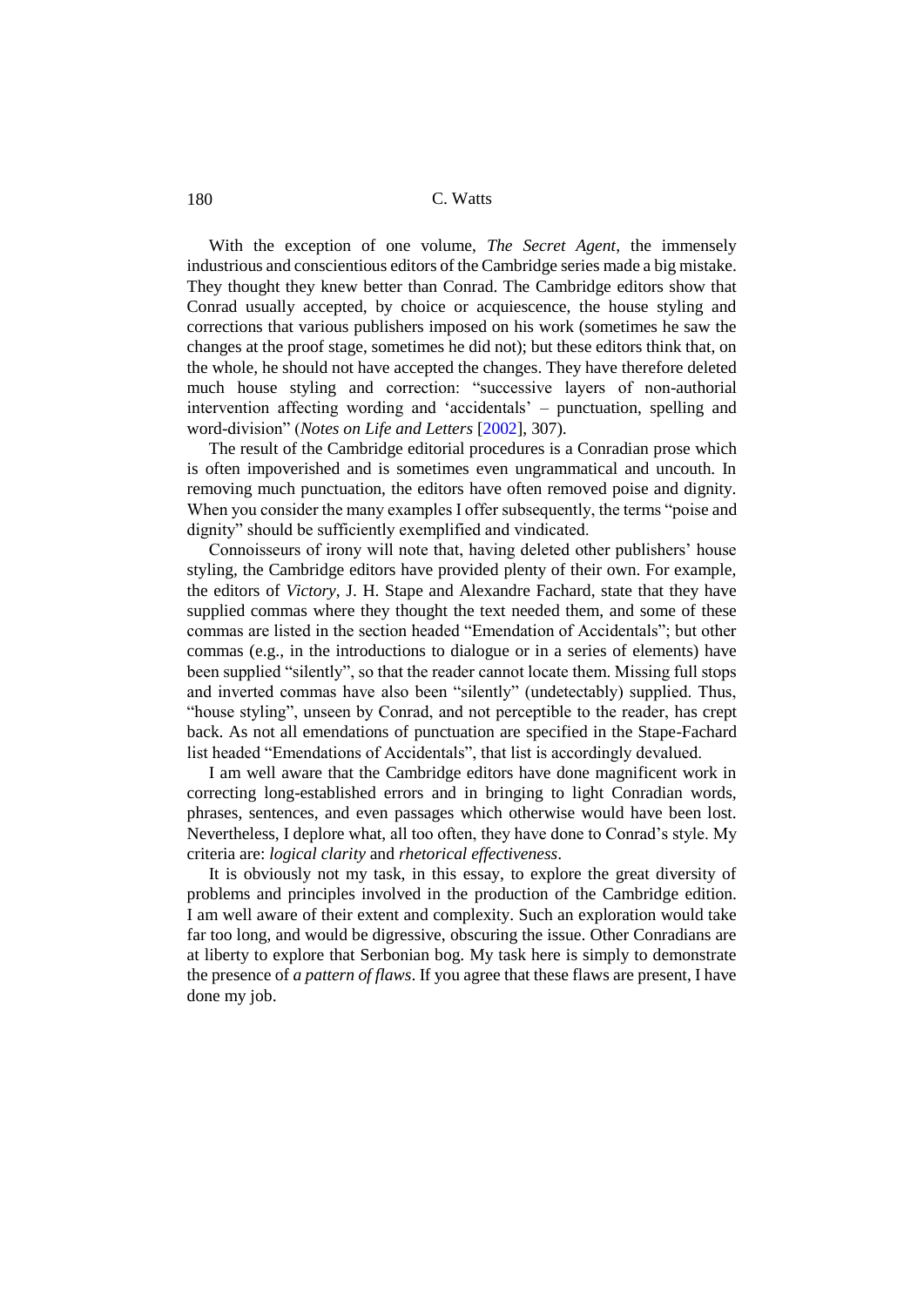With the exception of one volume, *The Secret Agent*, the immensely industrious and conscientious editors of the Cambridge series made a big mistake. They thought they knew better than Conrad. The Cambridge editors show that Conrad usually accepted, by choice or acquiescence, the house styling and corrections that various publishers imposed on his work (sometimes he saw the changes at the proof stage, sometimes he did not); but these editors think that, on the whole, he should not have accepted the changes. They have therefore deleted much house styling and correction: "successive layers of non-authorial intervention affecting wording and 'accidentals' – punctuation, spelling and word-division" (*Notes on Life and Letters* [2002], 307).

The result of the Cambridge editorial procedures is a Conradian prose which is often impoverished and is sometimes even ungrammatical and uncouth. In removing much punctuation, the editors have often removed poise and dignity. When you consider the many examples I offer subsequently, the terms "poise and dignity" should be sufficiently exemplified and vindicated.

Connoisseurs of irony will note that, having deleted other publishers' house styling, the Cambridge editors have provided plenty of their own. For example, the editors of *Victory*, J. H. Stape and Alexandre Fachard, state that they have supplied commas where they thought the text needed them, and some of these commas are listed in the section headed "Emendation of Accidentals"; but other commas (e.g., in the introductions to dialogue or in a series of elements) have been supplied "silently", so that the reader cannot locate them. Missing full stops and inverted commas have also been "silently" (undetectably) supplied. Thus, "house styling", unseen by Conrad, and not perceptible to the reader, has crept back. As not all emendations of punctuation are specified in the Stape-Fachard list headed "Emendations of Accidentals", that list is accordingly devalued.

I am well aware that the Cambridge editors have done magnificent work in correcting long-established errors and in bringing to light Conradian words, phrases, sentences, and even passages which otherwise would have been lost. Nevertheless, I deplore what, all too often, they have done to Conrad's style. My criteria are: *logical clarity* and *rhetorical effectiveness*.

It is obviously not my task, in this essay, to explore the great diversity of problems and principles involved in the production of the Cambridge edition. I am well aware of their extent and complexity. Such an exploration would take far too long, and would be digressive, obscuring the issue. Other Conradians are at liberty to explore that Serbonian bog. My task here is simply to demonstrate the presence of *a pattern of flaws*. If you agree that these flaws are present, I have done my job.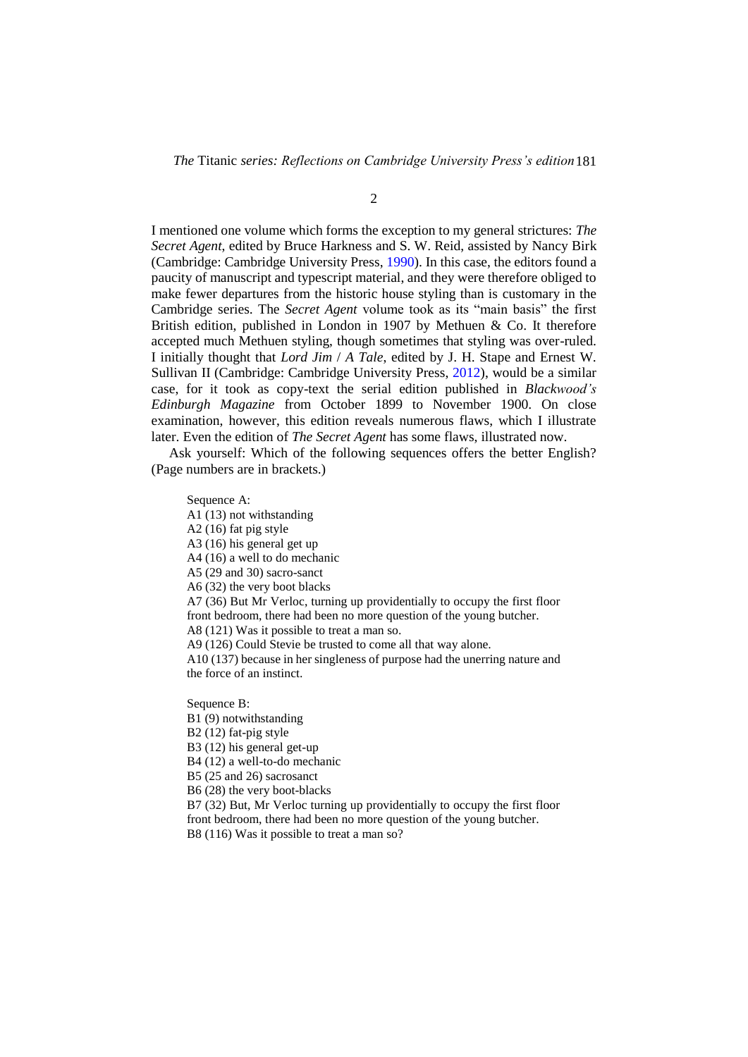2

I mentioned one volume which forms the exception to my general strictures: *The Secret Agent*, edited by Bruce Harkness and S. W. Reid, assisted by Nancy Birk (Cambridge: Cambridge University Press, 1990). In this case, the editors found a paucity of manuscript and typescript material, and they were therefore obliged to make fewer departures from the historic house styling than is customary in the Cambridge series. The *Secret Agent* volume took as its "main basis" the first British edition, published in London in 1907 by Methuen & Co. It therefore accepted much Methuen styling, though sometimes that styling was over-ruled. I initially thought that *Lord Jim* / *A Tale*, edited by J. H. Stape and Ernest W. Sullivan II (Cambridge: Cambridge University Press, 2012), would be a similar case, for it took as copy-text the serial edition published in *Blackwood's Edinburgh Magazine* from October 1899 to November 1900. On close examination, however, this edition reveals numerous flaws, which I illustrate later. Even the edition of *The Secret Agent* has some flaws, illustrated now.

Ask yourself: Which of the following sequences offers the better English? (Page numbers are in brackets.)

Sequence A:
A1 (13) not withstanding
A2 (16) fat pig style
A3 (16) his general get up
A4 (16) a well to do mechanic
A5 (29 and 30) sacro-sanct
A6 (32) the very boot blacks
A7 (36) But Mr Verloc, turning up providentially to occupy the first floor front bedroom, there had been no more question of the young butcher.
A8 (121) Was it possible to treat a man so.
A9 (126) Could Stevie be trusted to come all that way alone.
A10 (137) because in her singleness of purpose had the unerring nature and the force of an instinct.

Sequence B:
B1 (9) notwithstanding
B2 (12) fat-pig style
B3 (12) his general get-up
B4 (12) a well-to-do mechanic
B5 (25 and 26) sacrosanct
B6 (28) the very boot-blacks
B7 (32) But, Mr Verloc turning up providentially to occupy the first floor front bedroom, there had been no more question of the young butcher.
B8 (116) Was it possible to treat a man so?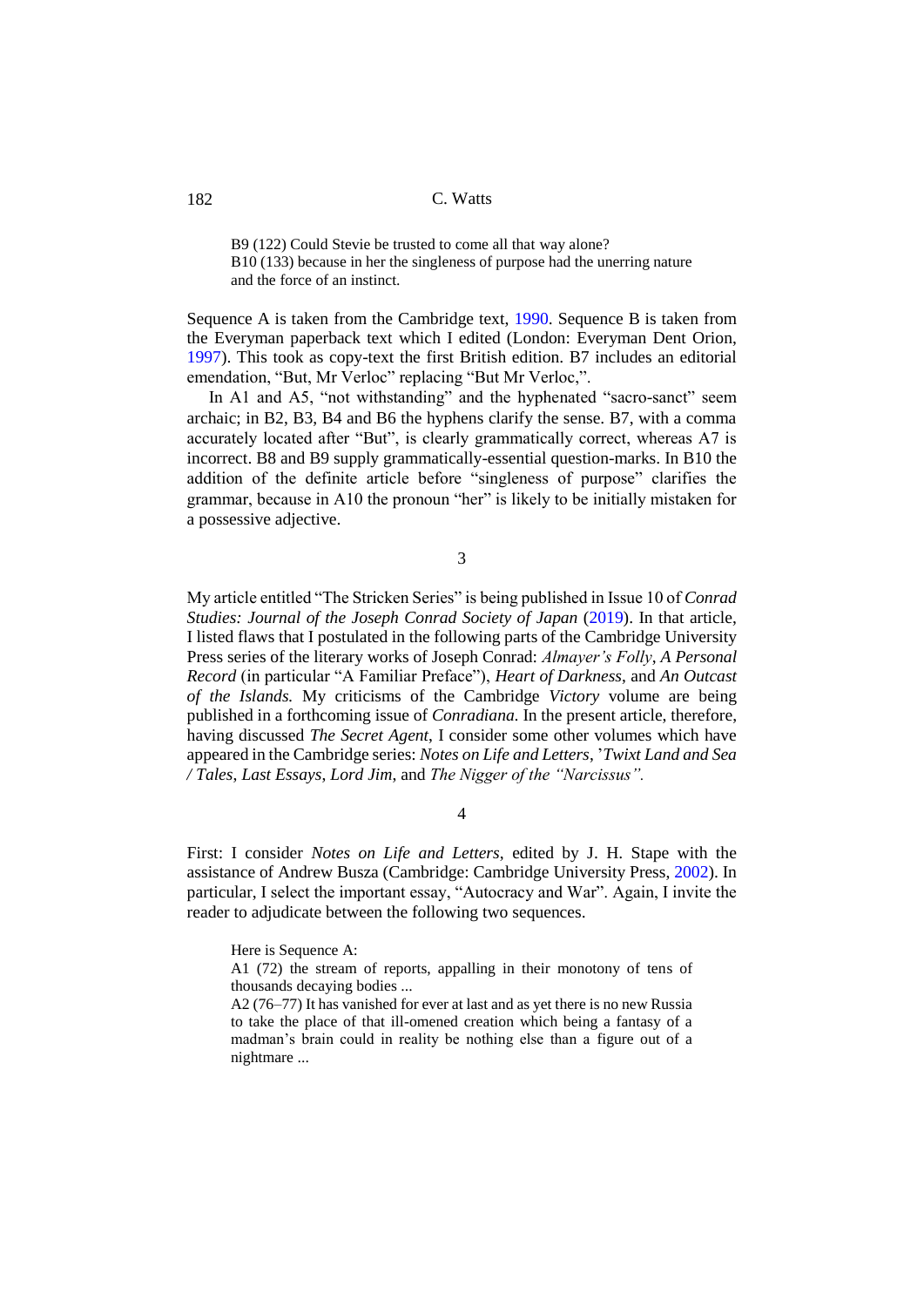B9 (122) Could Stevie be trusted to come all that way alone?  
B10 (133) because in her the singleness of purpose had the unerring nature and the force of an instinct.

Sequence A is taken from the Cambridge text, 1990. Sequence B is taken from the Everyman paperback text which I edited (London: Everyman Dent Orion, 1997). This took as copy-text the first British edition. B7 includes an editorial emendation, "But, Mr Verloc" replacing "But Mr Verloc,".

In A1 and A5, "not withstanding" and the hyphenated "sacro-sanct" seem archaic; in B2, B3, B4 and B6 the hyphens clarify the sense. B7, with a comma accurately located after "But", is clearly grammatically correct, whereas A7 is incorrect. B8 and B9 supply grammatically-essential question-marks. In B10 the addition of the definite article before "singleness of purpose" clarifies the grammar, because in A10 the pronoun "her" is likely to be initially mistaken for a possessive adjective.

3

My article entitled "The Stricken Series" is being published in Issue 10 of *Conrad Studies: Journal of the Joseph Conrad Society of Japan* (2019). In that article, I listed flaws that I postulated in the following parts of the Cambridge University Press series of the literary works of Joseph Conrad: *Almayer's Folly*, *A Personal Record* (in particular "A Familiar Preface"), *Heart of Darkness*, and *An Outcast of the Islands.* My criticisms of the Cambridge *Victory* volume are being published in a forthcoming issue of *Conradiana.* In the present article, therefore, having discussed *The Secret Agent*, I consider some other volumes which have appeared in the Cambridge series: *Notes on Life and Letters*, *'Twixt Land and Sea / Tales*, *Last Essays*, *Lord Jim*, and *The Nigger of the "Narcissus".*

4

First: I consider *Notes on Life and Letters*, edited by J. H. Stape with the assistance of Andrew Busza (Cambridge: Cambridge University Press, 2002). In particular, I select the important essay, "Autocracy and War". Again, I invite the reader to adjudicate between the following two sequences.

Here is Sequence A:  
A1 (72) the stream of reports, appalling in their monotony of tens of thousands decaying bodies ...  
A2 (76–77) It has vanished for ever at last and as yet there is no new Russia to take the place of that ill-omened creation which being a fantasy of a madman's brain could in reality be nothing else than a figure out of a nightmare ...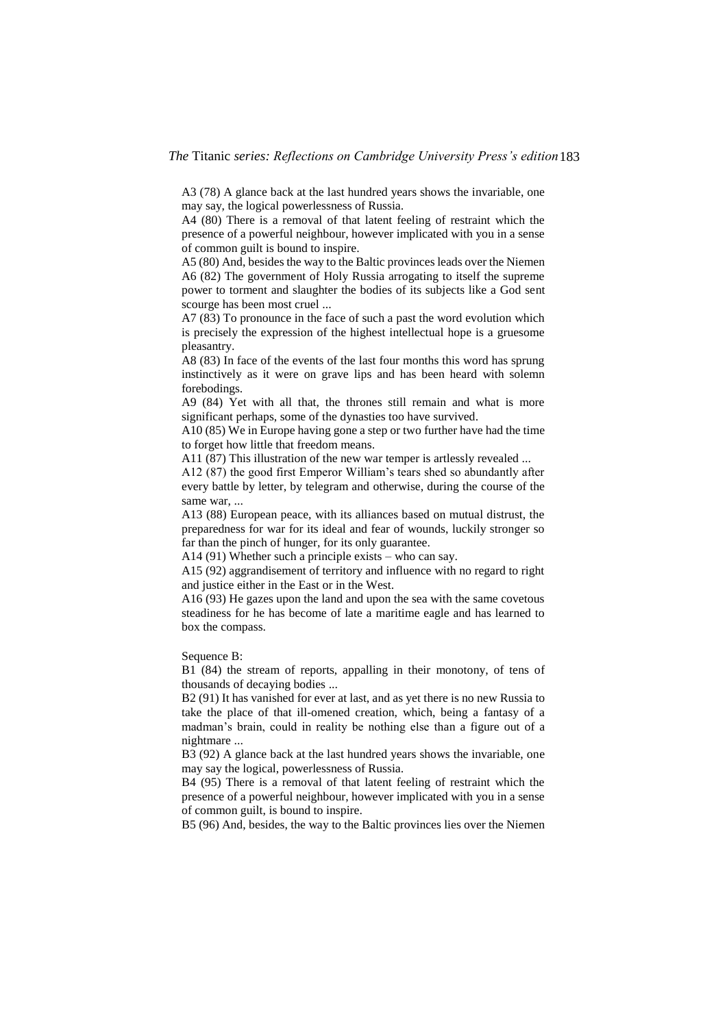A3 (78) A glance back at the last hundred years shows the invariable, one may say, the logical powerlessness of Russia.

A4 (80) There is a removal of that latent feeling of restraint which the presence of a powerful neighbour, however implicated with you in a sense of common guilt is bound to inspire.

A5 (80) And, besides the way to the Baltic provinces leads over the Niemen

A6 (82) The government of Holy Russia arrogating to itself the supreme power to torment and slaughter the bodies of its subjects like a God sent scourge has been most cruel ...

A7 (83) To pronounce in the face of such a past the word evolution which is precisely the expression of the highest intellectual hope is a gruesome pleasantry.

A8 (83) In face of the events of the last four months this word has sprung instinctively as it were on grave lips and has been heard with solemn forebodings.

A9 (84) Yet with all that, the thrones still remain and what is more significant perhaps, some of the dynasties too have survived.

A10 (85) We in Europe having gone a step or two further have had the time to forget how little that freedom means.

A11 (87) This illustration of the new war temper is artlessly revealed ...

A12 (87) the good first Emperor William's tears shed so abundantly after every battle by letter, by telegram and otherwise, during the course of the same war, ...

A13 (88) European peace, with its alliances based on mutual distrust, the preparedness for war for its ideal and fear of wounds, luckily stronger so far than the pinch of hunger, for its only guarantee.

A14 (91) Whether such a principle exists – who can say.

A15 (92) aggrandisement of territory and influence with no regard to right and justice either in the East or in the West.

A16 (93) He gazes upon the land and upon the sea with the same covetous steadiness for he has become of late a maritime eagle and has learned to box the compass.

Sequence B:

B1 (84) the stream of reports, appalling in their monotony, of tens of thousands of decaying bodies ...

B2 (91) It has vanished for ever at last, and as yet there is no new Russia to take the place of that ill-omened creation, which, being a fantasy of a madman's brain, could in reality be nothing else than a figure out of a nightmare ...

B3 (92) A glance back at the last hundred years shows the invariable, one may say the logical, powerlessness of Russia.

B4 (95) There is a removal of that latent feeling of restraint which the presence of a powerful neighbour, however implicated with you in a sense of common guilt, is bound to inspire.

B5 (96) And, besides, the way to the Baltic provinces lies over the Niemen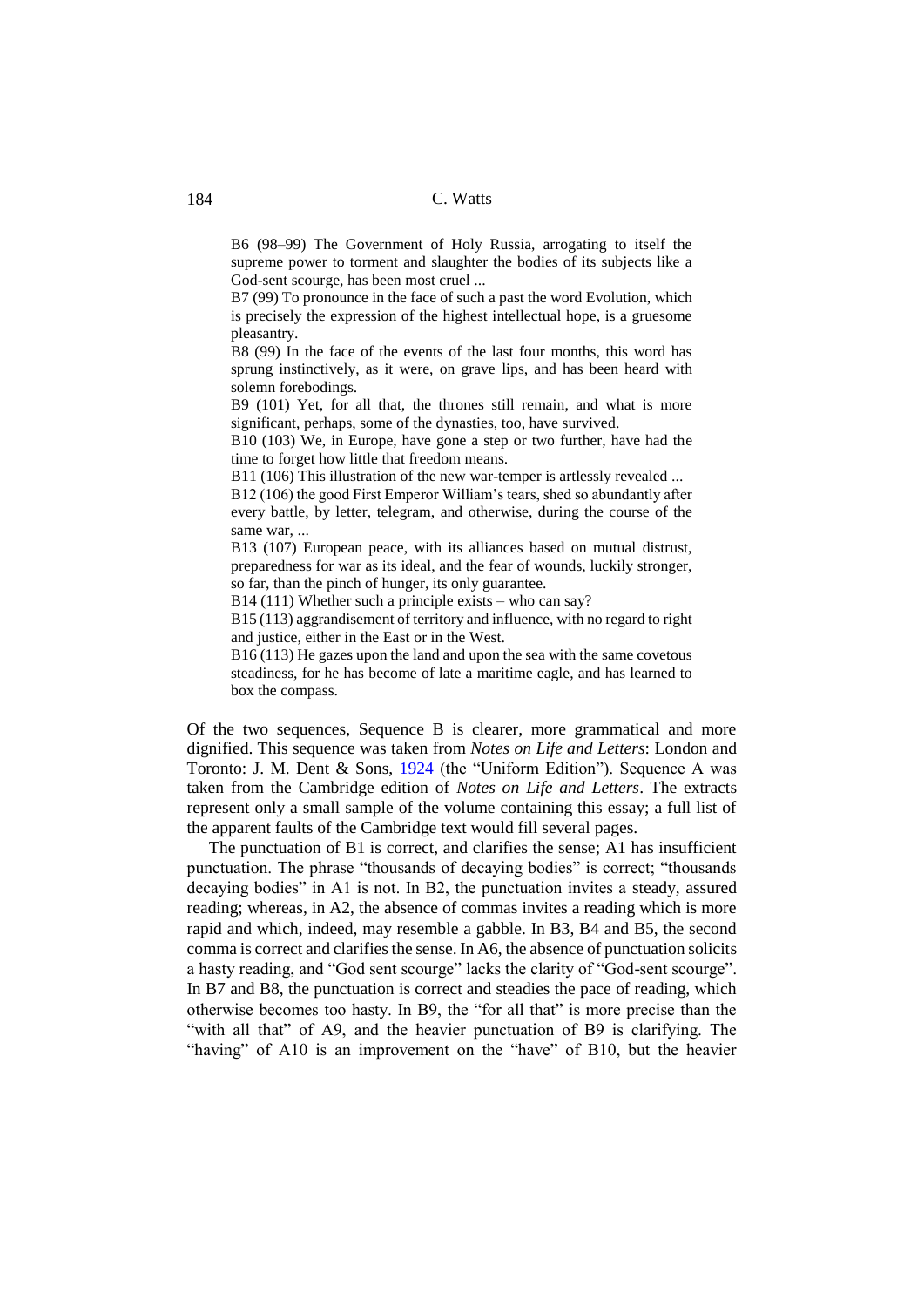B6 (98–99) The Government of Holy Russia, arrogating to itself the supreme power to torment and slaughter the bodies of its subjects like a God-sent scourge, has been most cruel ...

B7 (99) To pronounce in the face of such a past the word Evolution, which is precisely the expression of the highest intellectual hope, is a gruesome pleasantry.

B8 (99) In the face of the events of the last four months, this word has sprung instinctively, as it were, on grave lips, and has been heard with solemn forebodings.

B9 (101) Yet, for all that, the thrones still remain, and what is more significant, perhaps, some of the dynasties, too, have survived.

B10 (103) We, in Europe, have gone a step or two further, have had the time to forget how little that freedom means.

B11 (106) This illustration of the new war-temper is artlessly revealed ...

B12 (106) the good First Emperor William's tears, shed so abundantly after every battle, by letter, telegram, and otherwise, during the course of the same war, ...

B13 (107) European peace, with its alliances based on mutual distrust, preparedness for war as its ideal, and the fear of wounds, luckily stronger, so far, than the pinch of hunger, its only guarantee.

B14 (111) Whether such a principle exists – who can say?

B15 (113) aggrandisement of territory and influence, with no regard to right and justice, either in the East or in the West.

B16 (113) He gazes upon the land and upon the sea with the same covetous steadiness, for he has become of late a maritime eagle, and has learned to box the compass.

Of the two sequences, Sequence B is clearer, more grammatical and more dignified. This sequence was taken from *Notes on Life and Letters*: London and Toronto: J. M. Dent & Sons, 1924 (the "Uniform Edition"). Sequence A was taken from the Cambridge edition of *Notes on Life and Letters*. The extracts represent only a small sample of the volume containing this essay; a full list of the apparent faults of the Cambridge text would fill several pages.

The punctuation of B1 is correct, and clarifies the sense; A1 has insufficient punctuation. The phrase "thousands of decaying bodies" is correct; "thousands decaying bodies" in A1 is not. In B2, the punctuation invites a steady, assured reading; whereas, in A2, the absence of commas invites a reading which is more rapid and which, indeed, may resemble a gabble. In B3, B4 and B5, the second comma is correct and clarifies the sense. In A6, the absence of punctuation solicits a hasty reading, and "God sent scourge" lacks the clarity of "God-sent scourge". In B7 and B8, the punctuation is correct and steadies the pace of reading, which otherwise becomes too hasty. In B9, the "for all that" is more precise than the "with all that" of A9, and the heavier punctuation of B9 is clarifying. The "having" of A10 is an improvement on the "have" of B10, but the heavier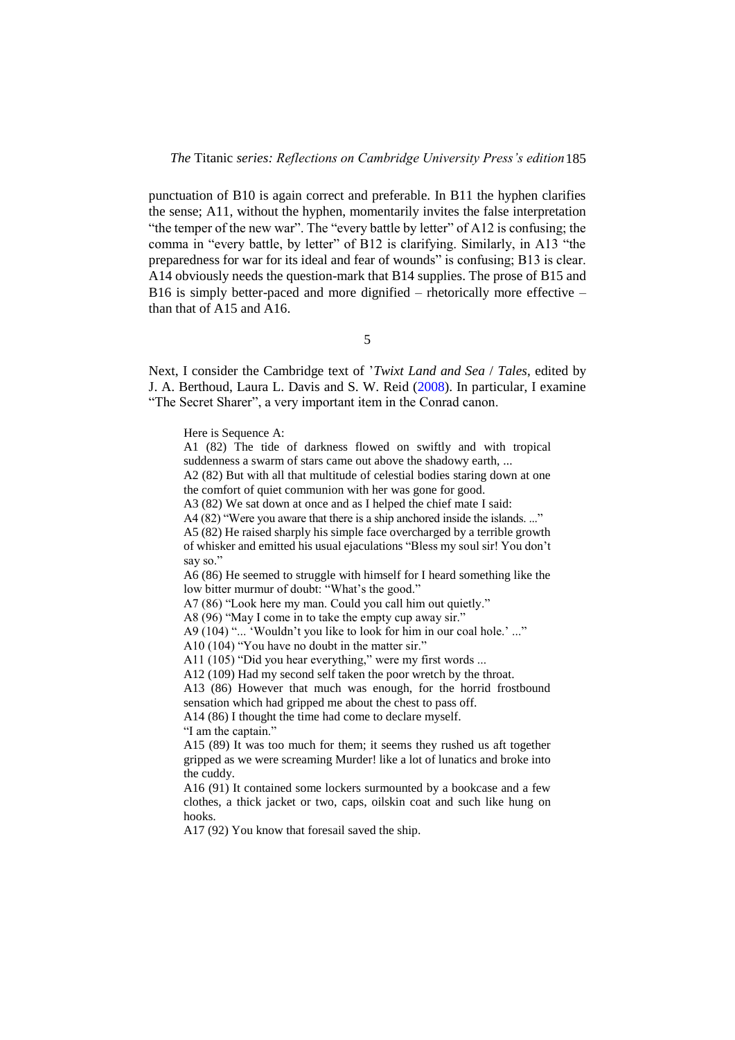punctuation of B10 is again correct and preferable. In B11 the hyphen clarifies the sense; A11, without the hyphen, momentarily invites the false interpretation "the temper of the new war". The "every battle by letter" of A12 is confusing; the comma in "every battle, by letter" of B12 is clarifying. Similarly, in A13 "the preparedness for war for its ideal and fear of wounds" is confusing; B13 is clear. A14 obviously needs the question-mark that B14 supplies. The prose of B15 and B16 is simply better-paced and more dignified – rhetorically more effective – than that of A15 and A16.

5

Next, I consider the Cambridge text of '*Twixt Land and Sea* / *Tales*, edited by J. A. Berthoud, Laura L. Davis and S. W. Reid (2008). In particular, I examine "The Secret Sharer", a very important item in the Conrad canon.

> Here is Sequence A:
>
> A1 (82) The tide of darkness flowed on swiftly and with tropical suddenness a swarm of stars came out above the shadowy earth, ...
>
> A2 (82) But with all that multitude of celestial bodies staring down at one the comfort of quiet communion with her was gone for good.
>
> A3 (82) We sat down at once and as I helped the chief mate I said:
>
> A4 (82) "Were you aware that there is a ship anchored inside the islands. ..."
>
> A5 (82) He raised sharply his simple face overcharged by a terrible growth of whisker and emitted his usual ejaculations "Bless my soul sir! You don't say so."
>
> A6 (86) He seemed to struggle with himself for I heard something like the low bitter murmur of doubt: "What's the good."
>
> A7 (86) "Look here my man. Could you call him out quietly."
>
> A8 (96) "May I come in to take the empty cup away sir."
>
> A9 (104) "... 'Wouldn't you like to look for him in our coal hole.' ..."
>
> A10 (104) "You have no doubt in the matter sir."
>
> A11 (105) "Did you hear everything," were my first words ...
>
> A12 (109) Had my second self taken the poor wretch by the throat.
>
> A13 (86) However that much was enough, for the horrid frostbound sensation which had gripped me about the chest to pass off.
>
> A14 (86) I thought the time had come to declare myself.
> "I am the captain."
>
> A15 (89) It was too much for them; it seems they rushed us aft together gripped as we were screaming Murder! like a lot of lunatics and broke into the cuddy.
>
> A16 (91) It contained some lockers surmounted by a bookcase and a few clothes, a thick jacket or two, caps, oilskin coat and such like hung on hooks.
>
> A17 (92) You know that foresail saved the ship.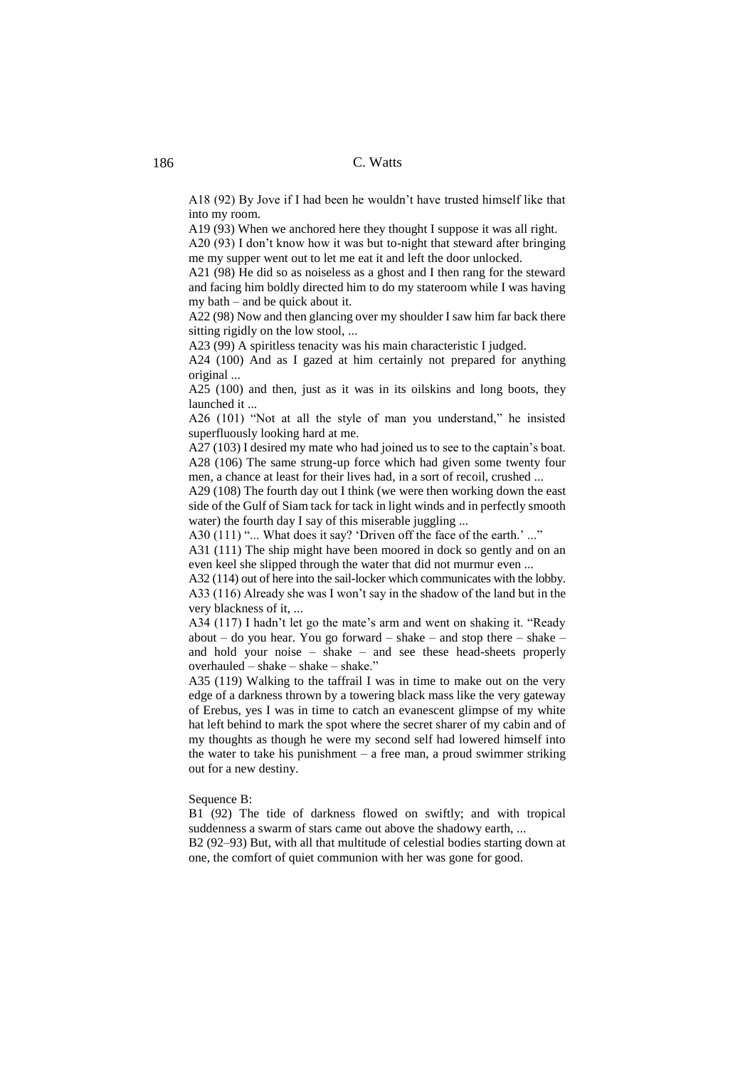A18 (92) By Jove if I had been he wouldn’t have trusted himself like that into my room.

A19 (93) When we anchored here they thought I suppose it was all right.

A20 (93) I don’t know how it was but to-night that steward after bringing me my supper went out to let me eat it and left the door unlocked.

A21 (98) He did so as noiseless as a ghost and I then rang for the steward and facing him boldly directed him to do my stateroom while I was having my bath – and be quick about it.

A22 (98) Now and then glancing over my shoulder I saw him far back there sitting rigidly on the low stool, ...

A23 (99) A spiritless tenacity was his main characteristic I judged.

A24 (100) And as I gazed at him certainly not prepared for anything original ...

A25 (100) and then, just as it was in its oilskins and long boots, they launched it ...

A26 (101) “Not at all the style of man you understand,” he insisted superfluously looking hard at me.

A27 (103) I desired my mate who had joined us to see to the captain’s boat.

A28 (106) The same strung-up force which had given some twenty four men, a chance at least for their lives had, in a sort of recoil, crushed ...

A29 (108) The fourth day out I think (we were then working down the east side of the Gulf of Siam tack for tack in light winds and in perfectly smooth water) the fourth day I say of this miserable juggling ...

A30 (111) “... What does it say? ‘Driven off the face of the earth.’ ...”

A31 (111) The ship might have been moored in dock so gently and on an even keel she slipped through the water that did not murmur even ...

A32 (114) out of here into the sail-locker which communicates with the lobby.

A33 (116) Already she was I won’t say in the shadow of the land but in the very blackness of it, ...

A34 (117) I hadn’t let go the mate’s arm and went on shaking it. “Ready about – do you hear. You go forward – shake – and stop there – shake – and hold your noise – shake – and see these head-sheets properly overhauled – shake – shake – shake.”

A35 (119) Walking to the taffrail I was in time to make out on the very edge of a darkness thrown by a towering black mass like the very gateway of Erebus, yes I was in time to catch an evanescent glimpse of my white hat left behind to mark the spot where the secret sharer of my cabin and of my thoughts as though he were my second self had lowered himself into the water to take his punishment – a free man, a proud swimmer striking out for a new destiny.

Sequence B:

B1 (92) The tide of darkness flowed on swiftly; and with tropical suddenness a swarm of stars came out above the shadowy earth, ...

B2 (92–93) But, with all that multitude of celestial bodies starting down at one, the comfort of quiet communion with her was gone for good.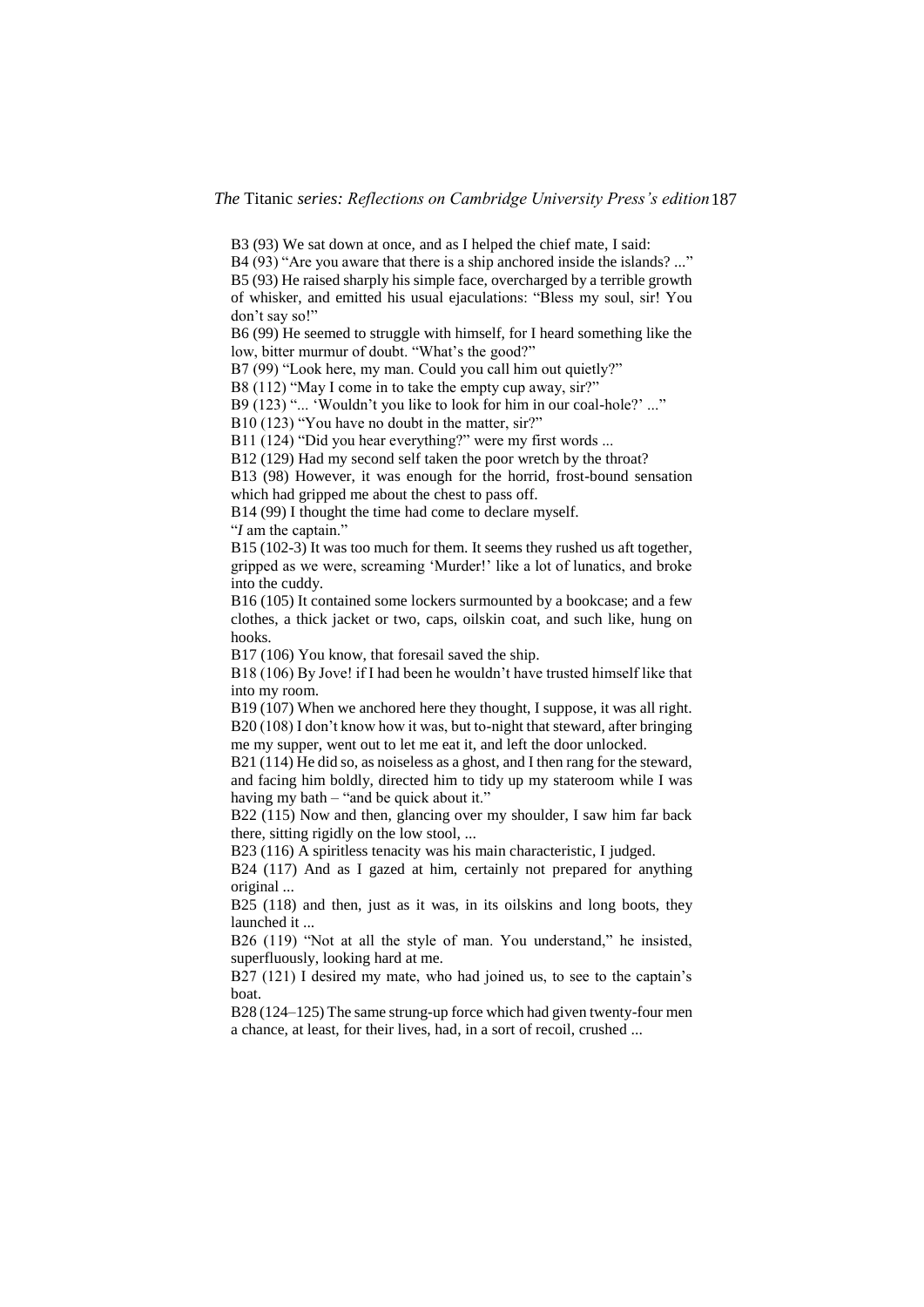B3 (93) We sat down at once, and as I helped the chief mate, I said:

B4 (93) "Are you aware that there is a ship anchored inside the islands? ..."

B5 (93) He raised sharply his simple face, overcharged by a terrible growth of whisker, and emitted his usual ejaculations: "Bless my soul, sir! You don't say so!"

B6 (99) He seemed to struggle with himself, for I heard something like the low, bitter murmur of doubt. "What's the good?"

B7 (99) "Look here, my man. Could you call him out quietly?"

B8 (112) "May I come in to take the empty cup away, sir?"

B9 (123) "... 'Wouldn't you like to look for him in our coal-hole?' ..."

B10 (123) "You have no doubt in the matter, sir?"

B11 (124) "Did you hear everything?" were my first words ...

B12 (129) Had my second self taken the poor wretch by the throat?

B13 (98) However, it was enough for the horrid, frost-bound sensation which had gripped me about the chest to pass off.

B14 (99) I thought the time had come to declare myself.

"*I* am the captain."

B15 (102-3) It was too much for them. It seems they rushed us aft together, gripped as we were, screaming 'Murder!' like a lot of lunatics, and broke into the cuddy.

B16 (105) It contained some lockers surmounted by a bookcase; and a few clothes, a thick jacket or two, caps, oilskin coat, and such like, hung on hooks.

B17 (106) You know, that foresail saved the ship.

B18 (106) By Jove! if I had been he wouldn't have trusted himself like that into my room.

B19 (107) When we anchored here they thought, I suppose, it was all right.

B20 (108) I don't know how it was, but to-night that steward, after bringing me my supper, went out to let me eat it, and left the door unlocked.

B21 (114) He did so, as noiseless as a ghost, and I then rang for the steward, and facing him boldly, directed him to tidy up my stateroom while I was having my bath – "and be quick about it."

B22 (115) Now and then, glancing over my shoulder, I saw him far back there, sitting rigidly on the low stool, ...

B23 (116) A spiritless tenacity was his main characteristic, I judged.

B24 (117) And as I gazed at him, certainly not prepared for anything original ...

B25 (118) and then, just as it was, in its oilskins and long boots, they launched it ...

B26 (119) "Not at all the style of man. You understand," he insisted, superfluously, looking hard at me.

B27 (121) I desired my mate, who had joined us, to see to the captain's boat.

B28 (124–125) The same strung-up force which had given twenty-four men a chance, at least, for their lives, had, in a sort of recoil, crushed ...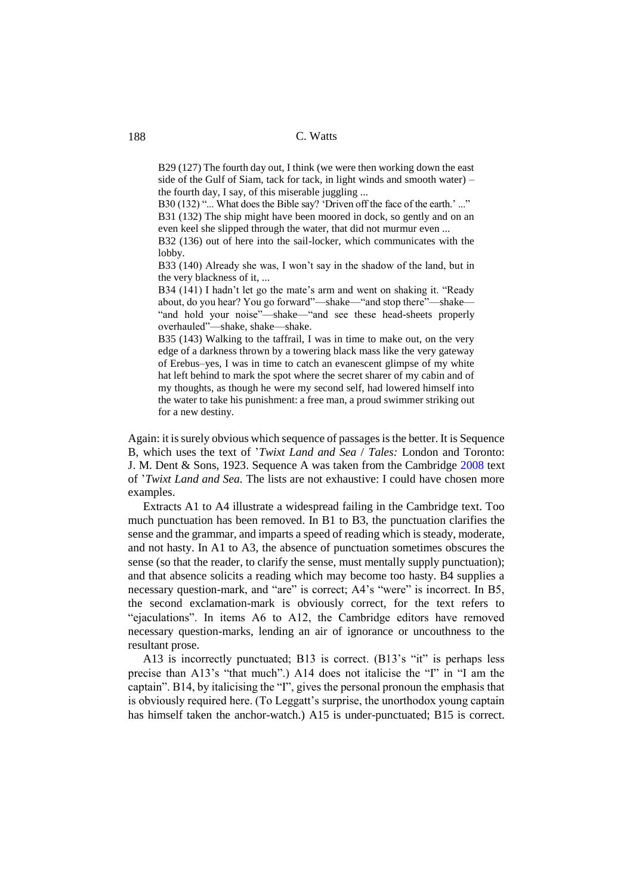B29 (127) The fourth day out, I think (we were then working down the east side of the Gulf of Siam, tack for tack, in light winds and smooth water) – the fourth day, I say, of this miserable juggling ...

B30 (132) "... What does the Bible say? 'Driven off the face of the earth.' ..."

B31 (132) The ship might have been moored in dock, so gently and on an even keel she slipped through the water, that did not murmur even ...

B32 (136) out of here into the sail-locker, which communicates with the lobby.

B33 (140) Already she was, I won't say in the shadow of the land, but in the very blackness of it, ...

B34 (141) I hadn't let go the mate's arm and went on shaking it. "Ready about, do you hear? You go forward"—shake—"and stop there"—shake—"and hold your noise"—shake—"and see these head-sheets properly overhauled"—shake, shake—shake.

B35 (143) Walking to the taffrail, I was in time to make out, on the very edge of a darkness thrown by a towering black mass like the very gateway of Erebus–yes, I was in time to catch an evanescent glimpse of my white hat left behind to mark the spot where the secret sharer of my cabin and of my thoughts, as though he were my second self, had lowered himself into the water to take his punishment: a free man, a proud swimmer striking out for a new destiny.

Again: it is surely obvious which sequence of passages is the better. It is Sequence B, which uses the text of '*Twixt Land and Sea* / *Tales:* London and Toronto: J. M. Dent & Sons, 1923. Sequence A was taken from the Cambridge 2008 text of '*Twixt Land and Sea.* The lists are not exhaustive: I could have chosen more examples.

Extracts A1 to A4 illustrate a widespread failing in the Cambridge text. Too much punctuation has been removed. In B1 to B3, the punctuation clarifies the sense and the grammar, and imparts a speed of reading which is steady, moderate, and not hasty. In A1 to A3, the absence of punctuation sometimes obscures the sense (so that the reader, to clarify the sense, must mentally supply punctuation); and that absence solicits a reading which may become too hasty. B4 supplies a necessary question-mark, and "are" is correct; A4's "were" is incorrect. In B5, the second exclamation-mark is obviously correct, for the text refers to "ejaculations". In items A6 to A12, the Cambridge editors have removed necessary question-marks, lending an air of ignorance or uncouthness to the resultant prose.

A13 is incorrectly punctuated; B13 is correct. (B13's "it" is perhaps less precise than A13's "that much".) A14 does not italicise the "I" in "I am the captain". B14, by italicising the "I", gives the personal pronoun the emphasis that is obviously required here. (To Leggatt's surprise, the unorthodox young captain has himself taken the anchor-watch.) A15 is under-punctuated; B15 is correct.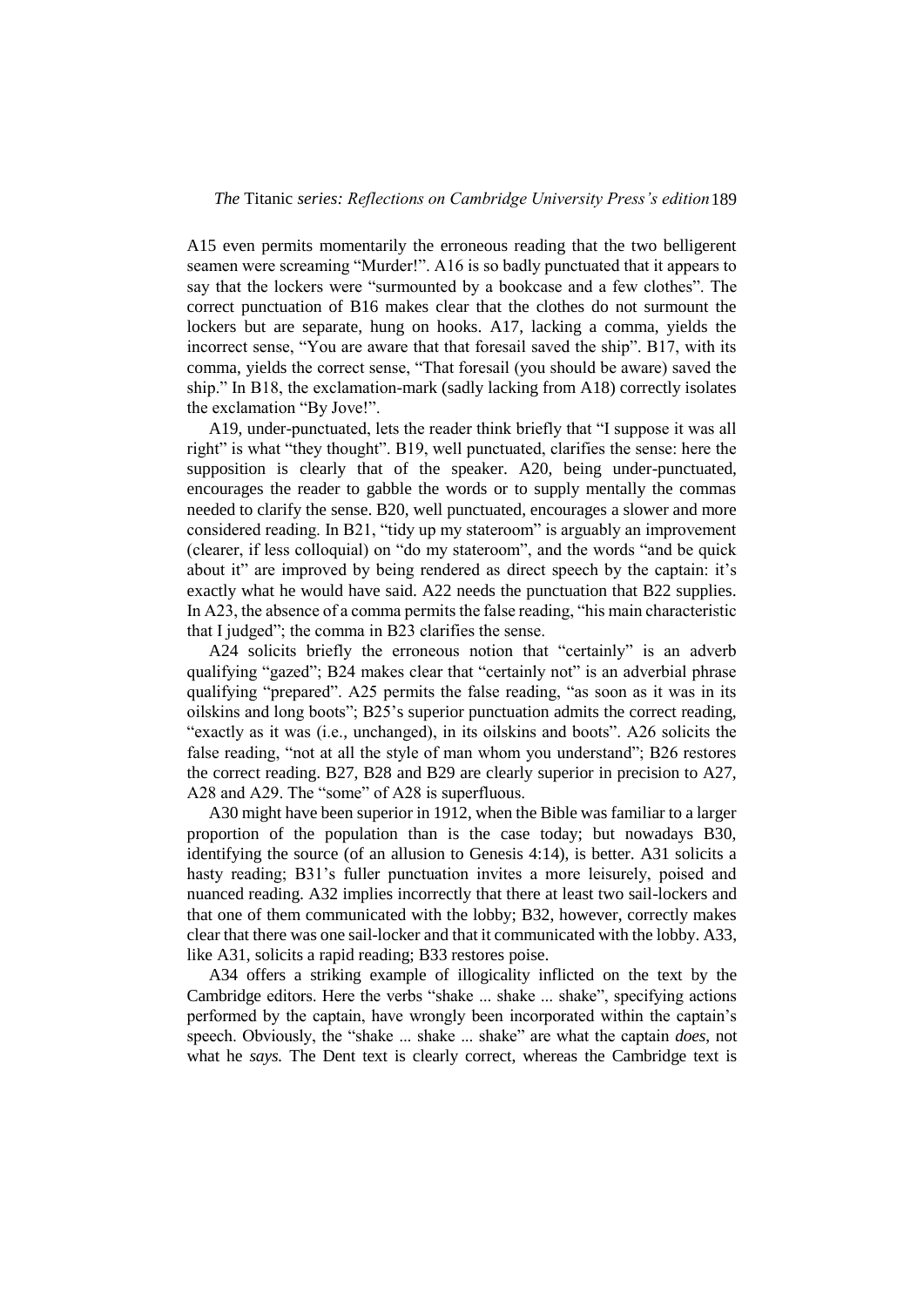A15 even permits momentarily the erroneous reading that the two belligerent seamen were screaming "Murder!". A16 is so badly punctuated that it appears to say that the lockers were "surmounted by a bookcase and a few clothes". The correct punctuation of B16 makes clear that the clothes do not surmount the lockers but are separate, hung on hooks. A17, lacking a comma, yields the incorrect sense, "You are aware that that foresail saved the ship". B17, with its comma, yields the correct sense, "That foresail (you should be aware) saved the ship." In B18, the exclamation-mark (sadly lacking from A18) correctly isolates the exclamation "By Jove!".

A19, under-punctuated, lets the reader think briefly that "I suppose it was all right" is what "they thought". B19, well punctuated, clarifies the sense: here the supposition is clearly that of the speaker. A20, being under-punctuated, encourages the reader to gabble the words or to supply mentally the commas needed to clarify the sense. B20, well punctuated, encourages a slower and more considered reading. In B21, "tidy up my stateroom" is arguably an improvement (clearer, if less colloquial) on "do my stateroom", and the words "and be quick about it" are improved by being rendered as direct speech by the captain: it's exactly what he would have said. A22 needs the punctuation that B22 supplies. In A23, the absence of a comma permits the false reading, "his main characteristic that I judged"; the comma in B23 clarifies the sense.

A24 solicits briefly the erroneous notion that "certainly" is an adverb qualifying "gazed"; B24 makes clear that "certainly not" is an adverbial phrase qualifying "prepared". A25 permits the false reading, "as soon as it was in its oilskins and long boots"; B25's superior punctuation admits the correct reading, "exactly as it was (i.e., unchanged), in its oilskins and boots". A26 solicits the false reading, "not at all the style of man whom you understand"; B26 restores the correct reading. B27, B28 and B29 are clearly superior in precision to A27, A28 and A29. The "some" of A28 is superfluous.

A30 might have been superior in 1912, when the Bible was familiar to a larger proportion of the population than is the case today; but nowadays B30, identifying the source (of an allusion to Genesis 4:14), is better. A31 solicits a hasty reading; B31's fuller punctuation invites a more leisurely, poised and nuanced reading. A32 implies incorrectly that there at least two sail-lockers and that one of them communicated with the lobby; B32, however, correctly makes clear that there was one sail-locker and that it communicated with the lobby. A33, like A31, solicits a rapid reading; B33 restores poise.

A34 offers a striking example of illogicality inflicted on the text by the Cambridge editors. Here the verbs "shake ... shake ... shake", specifying actions performed by the captain, have wrongly been incorporated within the captain's speech. Obviously, the "shake ... shake ... shake" are what the captain *does,* not what he *says.* The Dent text is clearly correct, whereas the Cambridge text is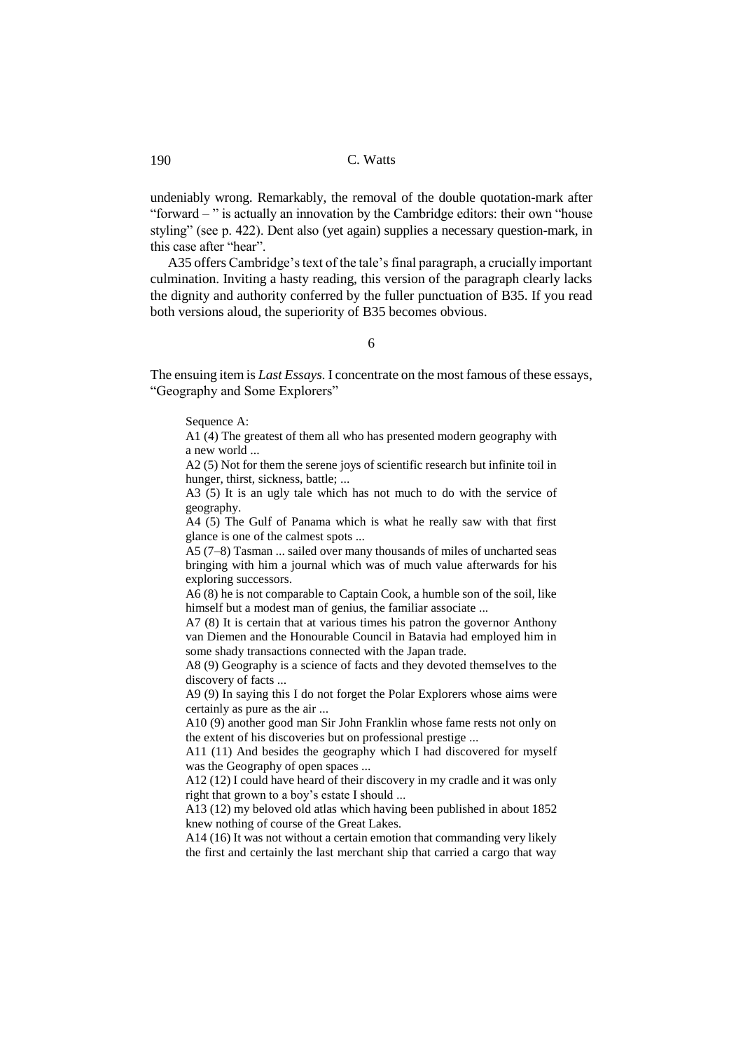undeniably wrong. Remarkably, the removal of the double quotation-mark after "forward – " is actually an innovation by the Cambridge editors: their own "house styling" (see p. 422). Dent also (yet again) supplies a necessary question-mark, in this case after "hear".

A35 offers Cambridge's text of the tale's final paragraph, a crucially important culmination. Inviting a hasty reading, this version of the paragraph clearly lacks the dignity and authority conferred by the fuller punctuation of B35. If you read both versions aloud, the superiority of B35 becomes obvious.

## 6

The ensuing item is *Last Essays.* I concentrate on the most famous of these essays, "Geography and Some Explorers"

> Sequence A:
>
> A1 (4) The greatest of them all who has presented modern geography with a new world ...
>
> A2 (5) Not for them the serene joys of scientific research but infinite toil in hunger, thirst, sickness, battle; ...
>
> A3 (5) It is an ugly tale which has not much to do with the service of geography.
>
> A4 (5) The Gulf of Panama which is what he really saw with that first glance is one of the calmest spots ...
>
> A5 (7–8) Tasman ... sailed over many thousands of miles of uncharted seas bringing with him a journal which was of much value afterwards for his exploring successors.
>
> A6 (8) he is not comparable to Captain Cook, a humble son of the soil, like himself but a modest man of genius, the familiar associate ...
>
> A7 (8) It is certain that at various times his patron the governor Anthony van Diemen and the Honourable Council in Batavia had employed him in some shady transactions connected with the Japan trade.
>
> A8 (9) Geography is a science of facts and they devoted themselves to the discovery of facts ...
>
> A9 (9) In saying this I do not forget the Polar Explorers whose aims were certainly as pure as the air ...
>
> A10 (9) another good man Sir John Franklin whose fame rests not only on the extent of his discoveries but on professional prestige ...
>
> A11 (11) And besides the geography which I had discovered for myself was the Geography of open spaces ...
>
> A12 (12) I could have heard of their discovery in my cradle and it was only right that grown to a boy's estate I should ...
>
> A13 (12) my beloved old atlas which having been published in about 1852 knew nothing of course of the Great Lakes.
>
> A14 (16) It was not without a certain emotion that commanding very likely the first and certainly the last merchant ship that carried a cargo that way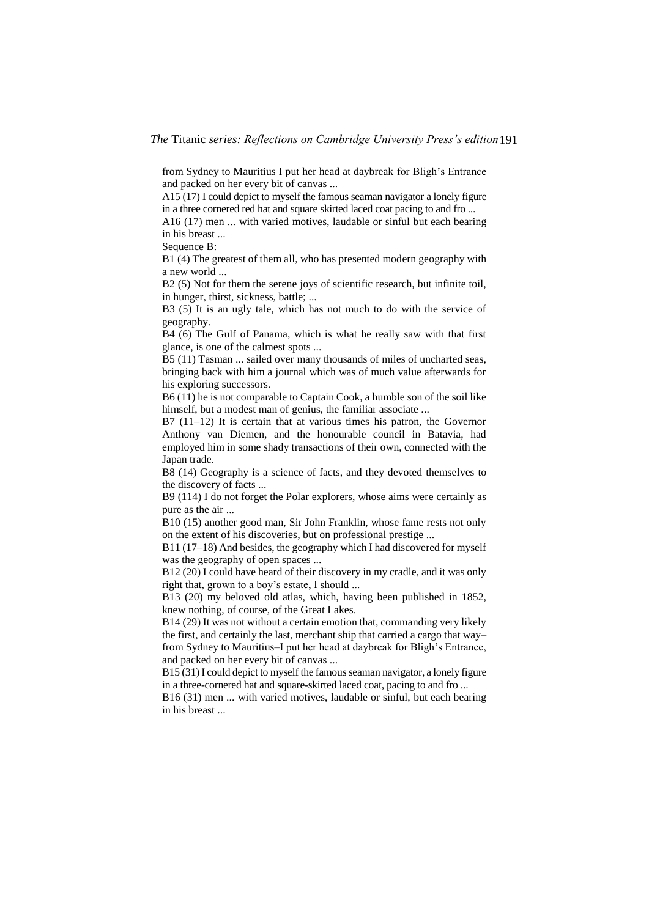from Sydney to Mauritius I put her head at daybreak for Bligh's Entrance and packed on her every bit of canvas ...

A15 (17) I could depict to myself the famous seaman navigator a lonely figure in a three cornered red hat and square skirted laced coat pacing to and fro ...

A16 (17) men ... with varied motives, laudable or sinful but each bearing in his breast ...

Sequence B:

B1 (4) The greatest of them all, who has presented modern geography with a new world ...

B2 (5) Not for them the serene joys of scientific research, but infinite toil, in hunger, thirst, sickness, battle; ...

B3 (5) It is an ugly tale, which has not much to do with the service of geography.

B4 (6) The Gulf of Panama, which is what he really saw with that first glance, is one of the calmest spots ...

B5 (11) Tasman ... sailed over many thousands of miles of uncharted seas, bringing back with him a journal which was of much value afterwards for his exploring successors.

B6 (11) he is not comparable to Captain Cook, a humble son of the soil like himself, but a modest man of genius, the familiar associate ...

B7 (11–12) It is certain that at various times his patron, the Governor Anthony van Diemen, and the honourable council in Batavia, had employed him in some shady transactions of their own, connected with the Japan trade.

B8 (14) Geography is a science of facts, and they devoted themselves to the discovery of facts ...

B9 (114) I do not forget the Polar explorers, whose aims were certainly as pure as the air ...

B10 (15) another good man, Sir John Franklin, whose fame rests not only on the extent of his discoveries, but on professional prestige ...

B11 (17–18) And besides, the geography which I had discovered for myself was the geography of open spaces ...

B12 (20) I could have heard of their discovery in my cradle, and it was only right that, grown to a boy's estate, I should ...

B13 (20) my beloved old atlas, which, having been published in 1852, knew nothing, of course, of the Great Lakes.

B14 (29) It was not without a certain emotion that, commanding very likely the first, and certainly the last, merchant ship that carried a cargo that way–from Sydney to Mauritius–I put her head at daybreak for Bligh's Entrance, and packed on her every bit of canvas ...

B15 (31) I could depict to myself the famous seaman navigator, a lonely figure in a three-cornered hat and square-skirted laced coat, pacing to and fro ...

B16 (31) men ... with varied motives, laudable or sinful, but each bearing in his breast ...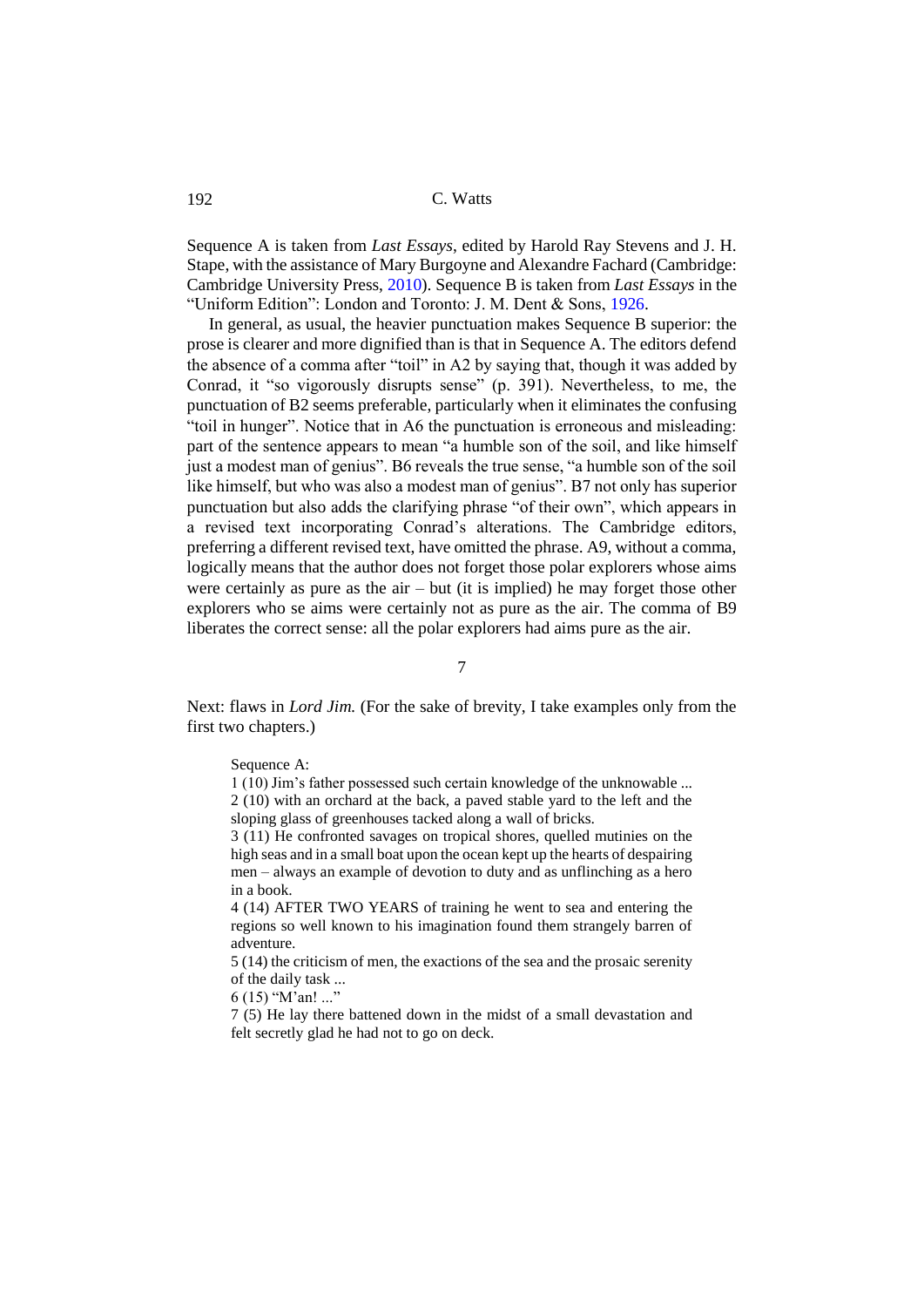Sequence A is taken from *Last Essays*, edited by Harold Ray Stevens and J. H. Stape, with the assistance of Mary Burgoyne and Alexandre Fachard (Cambridge: Cambridge University Press, 2010). Sequence B is taken from *Last Essays* in the "Uniform Edition": London and Toronto: J. M. Dent & Sons, 1926.

In general, as usual, the heavier punctuation makes Sequence B superior: the prose is clearer and more dignified than is that in Sequence A. The editors defend the absence of a comma after "toil" in A2 by saying that, though it was added by Conrad, it "so vigorously disrupts sense" (p. 391). Nevertheless, to me, the punctuation of B2 seems preferable, particularly when it eliminates the confusing "toil in hunger". Notice that in A6 the punctuation is erroneous and misleading: part of the sentence appears to mean "a humble son of the soil, and like himself just a modest man of genius". B6 reveals the true sense, "a humble son of the soil like himself, but who was also a modest man of genius". B7 not only has superior punctuation but also adds the clarifying phrase "of their own", which appears in a revised text incorporating Conrad's alterations. The Cambridge editors, preferring a different revised text, have omitted the phrase. A9, without a comma, logically means that the author does not forget those polar explorers whose aims were certainly as pure as the air – but (it is implied) he may forget those other explorers who se aims were certainly not as pure as the air. The comma of B9 liberates the correct sense: all the polar explorers had aims pure as the air.

## 7

Next: flaws in *Lord Jim.* (For the sake of brevity, I take examples only from the first two chapters.)

> Sequence A:
>
> 1 (10) Jim's father possessed such certain knowledge of the unknowable ...
>
> 2 (10) with an orchard at the back, a paved stable yard to the left and the sloping glass of greenhouses tacked along a wall of bricks.
>
> 3 (11) He confronted savages on tropical shores, quelled mutinies on the high seas and in a small boat upon the ocean kept up the hearts of despairing men – always an example of devotion to duty and as unflinching as a hero in a book.
>
> 4 (14) AFTER TWO YEARS of training he went to sea and entering the regions so well known to his imagination found them strangely barren of adventure.
>
> 5 (14) the criticism of men, the exactions of the sea and the prosaic serenity of the daily task ...
>
> 6 (15) "M'an! ..."
>
> 7 (5) He lay there battened down in the midst of a small devastation and felt secretly glad he had not to go on deck.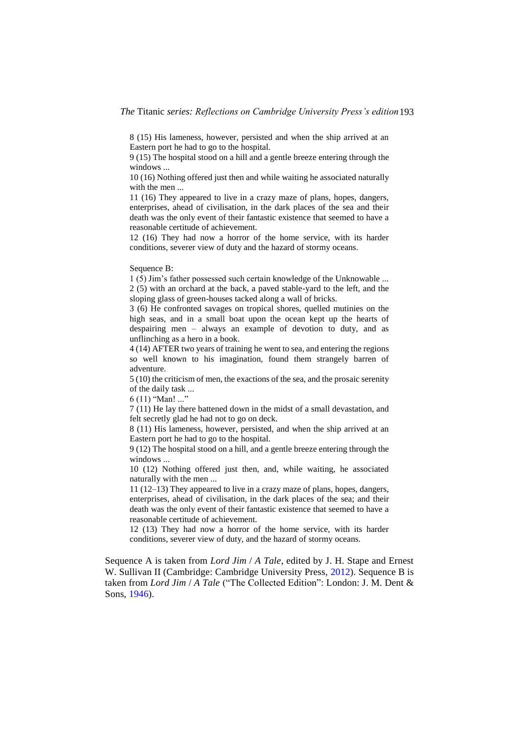8 (15) His lameness, however, persisted and when the ship arrived at an Eastern port he had to go to the hospital.
9 (15) The hospital stood on a hill and a gentle breeze entering through the windows ...
10 (16) Nothing offered just then and while waiting he associated naturally with the men ...
11 (16) They appeared to live in a crazy maze of plans, hopes, dangers, enterprises, ahead of civilisation, in the dark places of the sea and their death was the only event of their fantastic existence that seemed to have a reasonable certitude of achievement.
12 (16) They had now a horror of the home service, with its harder conditions, severer view of duty and the hazard of stormy oceans.

Sequence B:
1 (5) Jim's father possessed such certain knowledge of the Unknowable ...
2 (5) with an orchard at the back, a paved stable-yard to the left, and the sloping glass of green-houses tacked along a wall of bricks.
3 (6) He confronted savages on tropical shores, quelled mutinies on the high seas, and in a small boat upon the ocean kept up the hearts of despairing men – always an example of devotion to duty, and as unflinching as a hero in a book.
4 (14) AFTER two years of training he went to sea, and entering the regions so well known to his imagination, found them strangely barren of adventure.
5 (10) the criticism of men, the exactions of the sea, and the prosaic serenity of the daily task ...
6 (11) "Man! ..."
7 (11) He lay there battened down in the midst of a small devastation, and felt secretly glad he had not to go on deck.
8 (11) His lameness, however, persisted, and when the ship arrived at an Eastern port he had to go to the hospital.
9 (12) The hospital stood on a hill, and a gentle breeze entering through the windows ...
10 (12) Nothing offered just then, and, while waiting, he associated naturally with the men ...
11 (12–13) They appeared to live in a crazy maze of plans, hopes, dangers, enterprises, ahead of civilisation, in the dark places of the sea; and their death was the only event of their fantastic existence that seemed to have a reasonable certitude of achievement.
12 (13) They had now a horror of the home service, with its harder conditions, severer view of duty, and the hazard of stormy oceans.

Sequence A is taken from *Lord Jim* / *A Tale*, edited by J. H. Stape and Ernest W. Sullivan II (Cambridge: Cambridge University Press, 2012). Sequence B is taken from *Lord Jim* / *A Tale* ("The Collected Edition": London: J. M. Dent & Sons, 1946).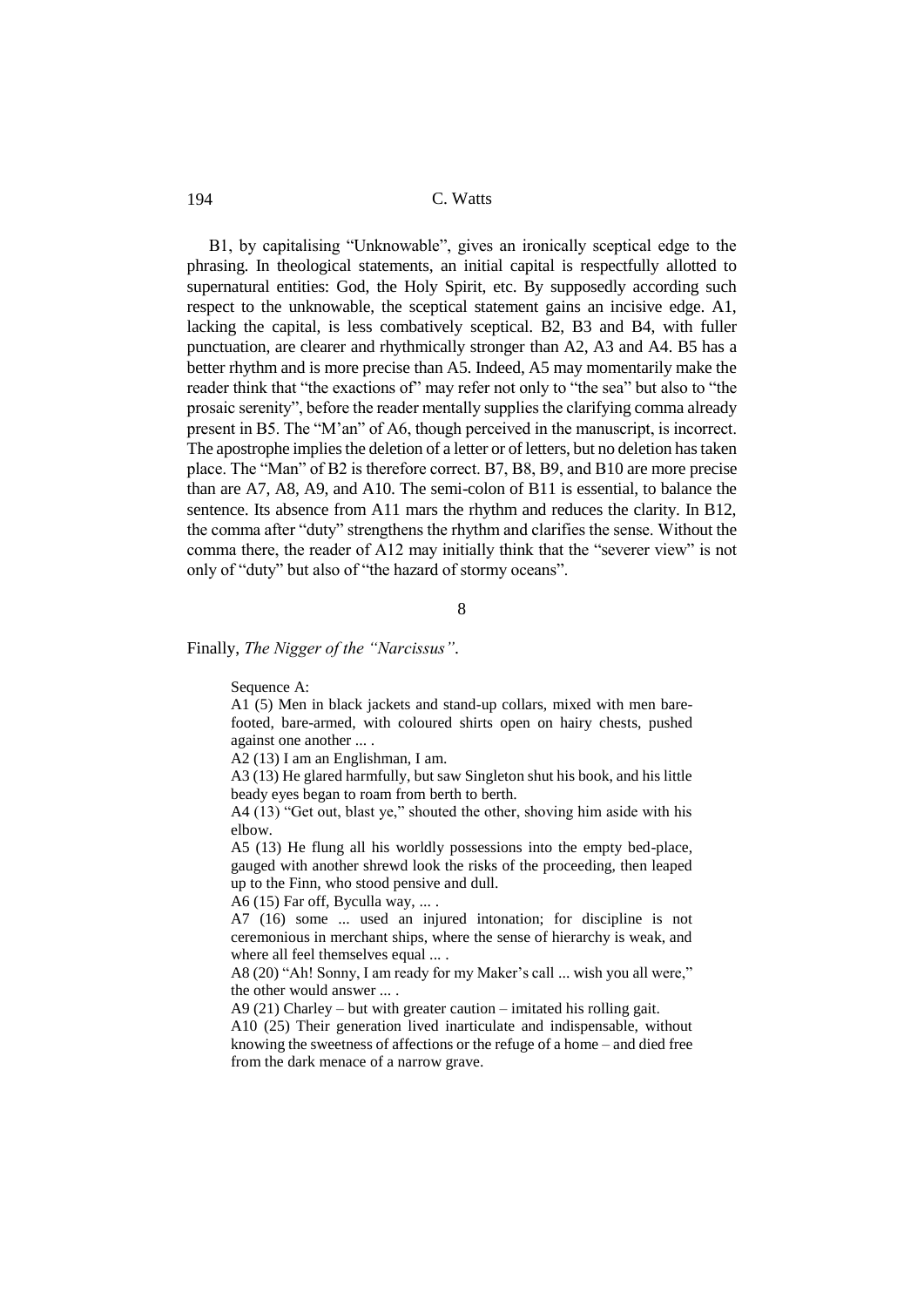B1, by capitalising "Unknowable", gives an ironically sceptical edge to the phrasing. In theological statements, an initial capital is respectfully allotted to supernatural entities: God, the Holy Spirit, etc. By supposedly according such respect to the unknowable, the sceptical statement gains an incisive edge. A1, lacking the capital, is less combatively sceptical. B2, B3 and B4, with fuller punctuation, are clearer and rhythmically stronger than A2, A3 and A4. B5 has a better rhythm and is more precise than A5. Indeed, A5 may momentarily make the reader think that "the exactions of" may refer not only to "the sea" but also to "the prosaic serenity", before the reader mentally supplies the clarifying comma already present in B5. The "M'an" of A6, though perceived in the manuscript, is incorrect. The apostrophe implies the deletion of a letter or of letters, but no deletion has taken place. The "Man" of B2 is therefore correct. B7, B8, B9, and B10 are more precise than are A7, A8, A9, and A10. The semi-colon of B11 is essential, to balance the sentence. Its absence from A11 mars the rhythm and reduces the clarity. In B12, the comma after "duty" strengthens the rhythm and clarifies the sense. Without the comma there, the reader of A12 may initially think that the "severer view" is not only of "duty" but also of "the hazard of stormy oceans".

## 8

Finally, *The Nigger of the "Narcissus"*.

> Sequence A:
>
> A1 (5) Men in black jackets and stand-up collars, mixed with men bare-footed, bare-armed, with coloured shirts open on hairy chests, pushed against one another ... .
>
> A2 (13) I am an Englishman, I am.
>
> A3 (13) He glared harmfully, but saw Singleton shut his book, and his little beady eyes began to roam from berth to berth.
>
> A4 (13) "Get out, blast ye," shouted the other, shoving him aside with his elbow.
>
> A5 (13) He flung all his worldly possessions into the empty bed-place, gauged with another shrewd look the risks of the proceeding, then leaped up to the Finn, who stood pensive and dull.
>
> A6 (15) Far off, Byculla way, ... .
>
> A7 (16) some ... used an injured intonation; for discipline is not ceremonious in merchant ships, where the sense of hierarchy is weak, and where all feel themselves equal ... .
>
> A8 (20) "Ah! Sonny, I am ready for my Maker's call ... wish you all were," the other would answer ... .
>
> A9 (21) Charley – but with greater caution – imitated his rolling gait.
>
> A10 (25) Their generation lived inarticulate and indispensable, without knowing the sweetness of affections or the refuge of a home – and died free from the dark menace of a narrow grave.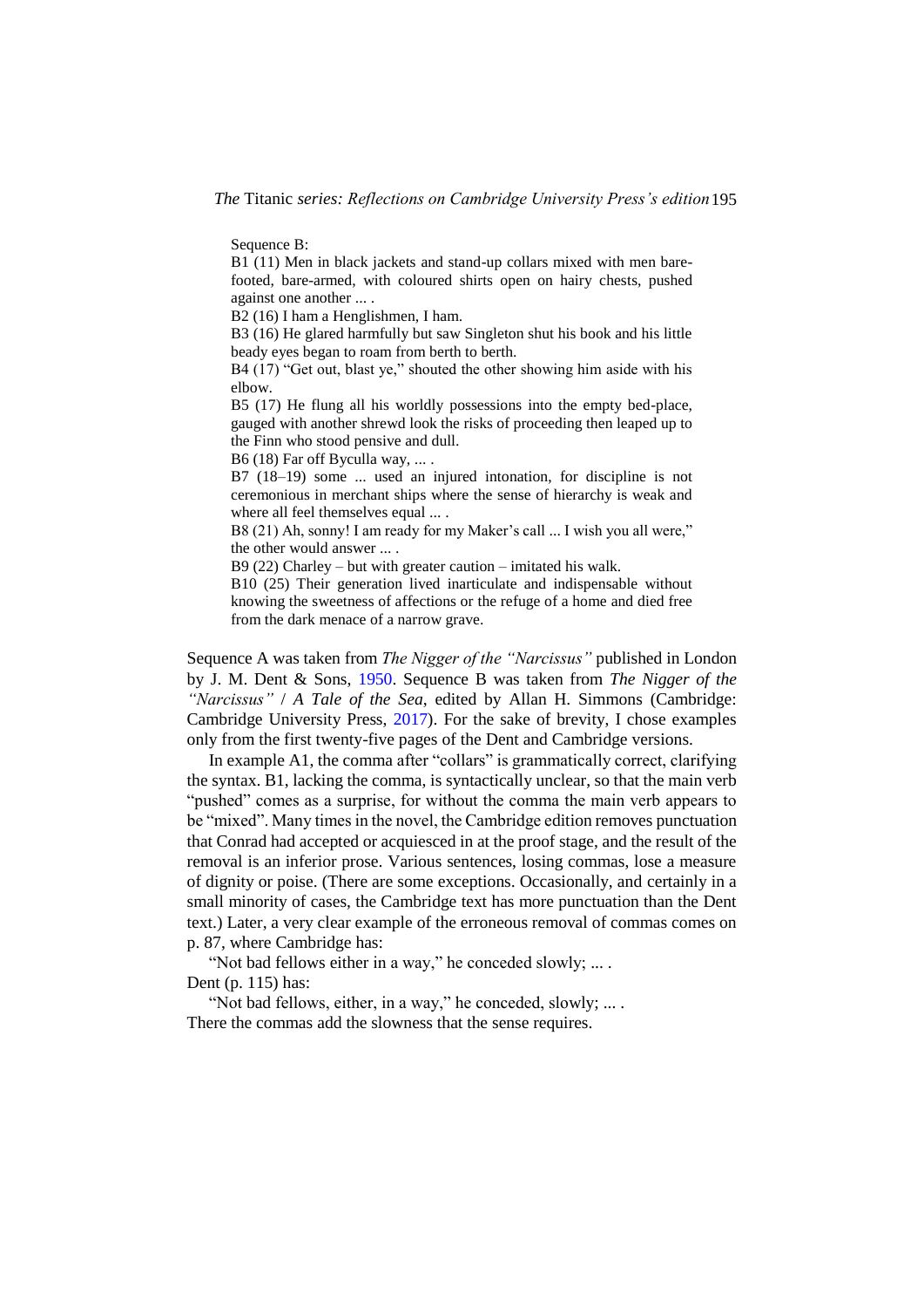Sequence B:

B1 (11) Men in black jackets and stand-up collars mixed with men bare-footed, bare-armed, with coloured shirts open on hairy chests, pushed against one another ... .

B2 (16) I ham a Henglishmen, I ham.

B3 (16) He glared harmfully but saw Singleton shut his book and his little beady eyes began to roam from berth to berth.

B4 (17) "Get out, blast ye," shouted the other showing him aside with his elbow.

B5 (17) He flung all his worldly possessions into the empty bed-place, gauged with another shrewd look the risks of proceeding then leaped up to the Finn who stood pensive and dull.

B6 (18) Far off Byculla way, ... .

B7 (18–19) some ... used an injured intonation, for discipline is not ceremonious in merchant ships where the sense of hierarchy is weak and where all feel themselves equal ... .

B8 (21) Ah, sonny! I am ready for my Maker's call ... I wish you all were," the other would answer ... .

B9 (22) Charley – but with greater caution – imitated his walk.

B10 (25) Their generation lived inarticulate and indispensable without knowing the sweetness of affections or the refuge of a home and died free from the dark menace of a narrow grave.

Sequence A was taken from *The Nigger of the "Narcissus"* published in London by J. M. Dent & Sons, 1950. Sequence B was taken from *The Nigger of the "Narcissus"* / *A Tale of the Sea*, edited by Allan H. Simmons (Cambridge: Cambridge University Press, 2017). For the sake of brevity, I chose examples only from the first twenty-five pages of the Dent and Cambridge versions.

In example A1, the comma after "collars" is grammatically correct, clarifying the syntax. B1, lacking the comma, is syntactically unclear, so that the main verb "pushed" comes as a surprise, for without the comma the main verb appears to be "mixed". Many times in the novel, the Cambridge edition removes punctuation that Conrad had accepted or acquiesced in at the proof stage, and the result of the removal is an inferior prose. Various sentences, losing commas, lose a measure of dignity or poise. (There are some exceptions. Occasionally, and certainly in a small minority of cases, the Cambridge text has more punctuation than the Dent text.) Later, a very clear example of the erroneous removal of commas comes on p. 87, where Cambridge has:

"Not bad fellows either in a way," he conceded slowly; ... .

Dent (p. 115) has:

"Not bad fellows, either, in a way," he conceded, slowly; ... .

There the commas add the slowness that the sense requires.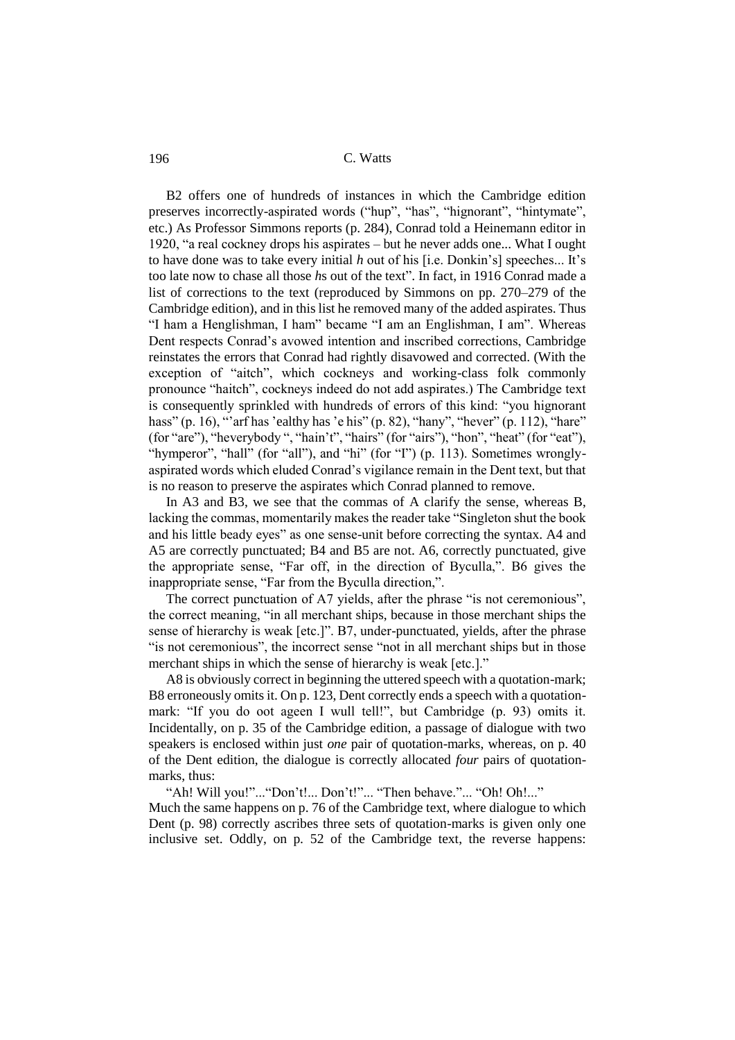B2 offers one of hundreds of instances in which the Cambridge edition preserves incorrectly-aspirated words ("hup", "has", "hignorant", "hintymate", etc.) As Professor Simmons reports (p. 284), Conrad told a Heinemann editor in 1920, "a real cockney drops his aspirates – but he never adds one... What I ought to have done was to take every initial *h* out of his [i.e. Donkin's] speeches... It's too late now to chase all those *h*s out of the text". In fact, in 1916 Conrad made a list of corrections to the text (reproduced by Simmons on pp. 270–279 of the Cambridge edition), and in this list he removed many of the added aspirates. Thus "I ham a Henglishman, I ham" became "I am an Englishman, I am". Whereas Dent respects Conrad's avowed intention and inscribed corrections, Cambridge reinstates the errors that Conrad had rightly disavowed and corrected. (With the exception of "aitch", which cockneys and working-class folk commonly pronounce "haitch", cockneys indeed do not add aspirates.) The Cambridge text is consequently sprinkled with hundreds of errors of this kind: "you hignorant hass" (p. 16), "'arf has 'ealthy has 'e his" (p. 82), "hany", "hever" (p. 112), "hare" (for "are"), "heverybody ", "hain't", "hairs" (for "airs"), "hon", "heat" (for "eat"), "hymperor", "hall" (for "all"), and "hi" (for "I") (p. 113). Sometimes wrongly-aspirated words which eluded Conrad's vigilance remain in the Dent text, but that is no reason to preserve the aspirates which Conrad planned to remove.

In A3 and B3, we see that the commas of A clarify the sense, whereas B, lacking the commas, momentarily makes the reader take "Singleton shut the book and his little beady eyes" as one sense-unit before correcting the syntax. A4 and A5 are correctly punctuated; B4 and B5 are not. A6, correctly punctuated, give the appropriate sense, "Far off, in the direction of Byculla,". B6 gives the inappropriate sense, "Far from the Byculla direction,".

The correct punctuation of A7 yields, after the phrase "is not ceremonious", the correct meaning, "in all merchant ships, because in those merchant ships the sense of hierarchy is weak [etc.]". B7, under-punctuated, yields, after the phrase "is not ceremonious", the incorrect sense "not in all merchant ships but in those merchant ships in which the sense of hierarchy is weak [etc.]."

A8 is obviously correct in beginning the uttered speech with a quotation-mark; B8 erroneously omits it. On p. 123, Dent correctly ends a speech with a quotation-mark: "If you do oot ageen I wull tell!", but Cambridge (p. 93) omits it. Incidentally, on p. 35 of the Cambridge edition, a passage of dialogue with two speakers is enclosed within just *one* pair of quotation-marks, whereas, on p. 40 of the Dent edition, the dialogue is correctly allocated *four* pairs of quotation-marks, thus:

"Ah! Will you!"..."Don't!... Don't!"... "Then behave."... "Oh! Oh!..."

Much the same happens on p. 76 of the Cambridge text, where dialogue to which Dent (p. 98) correctly ascribes three sets of quotation-marks is given only one inclusive set. Oddly, on p. 52 of the Cambridge text, the reverse happens: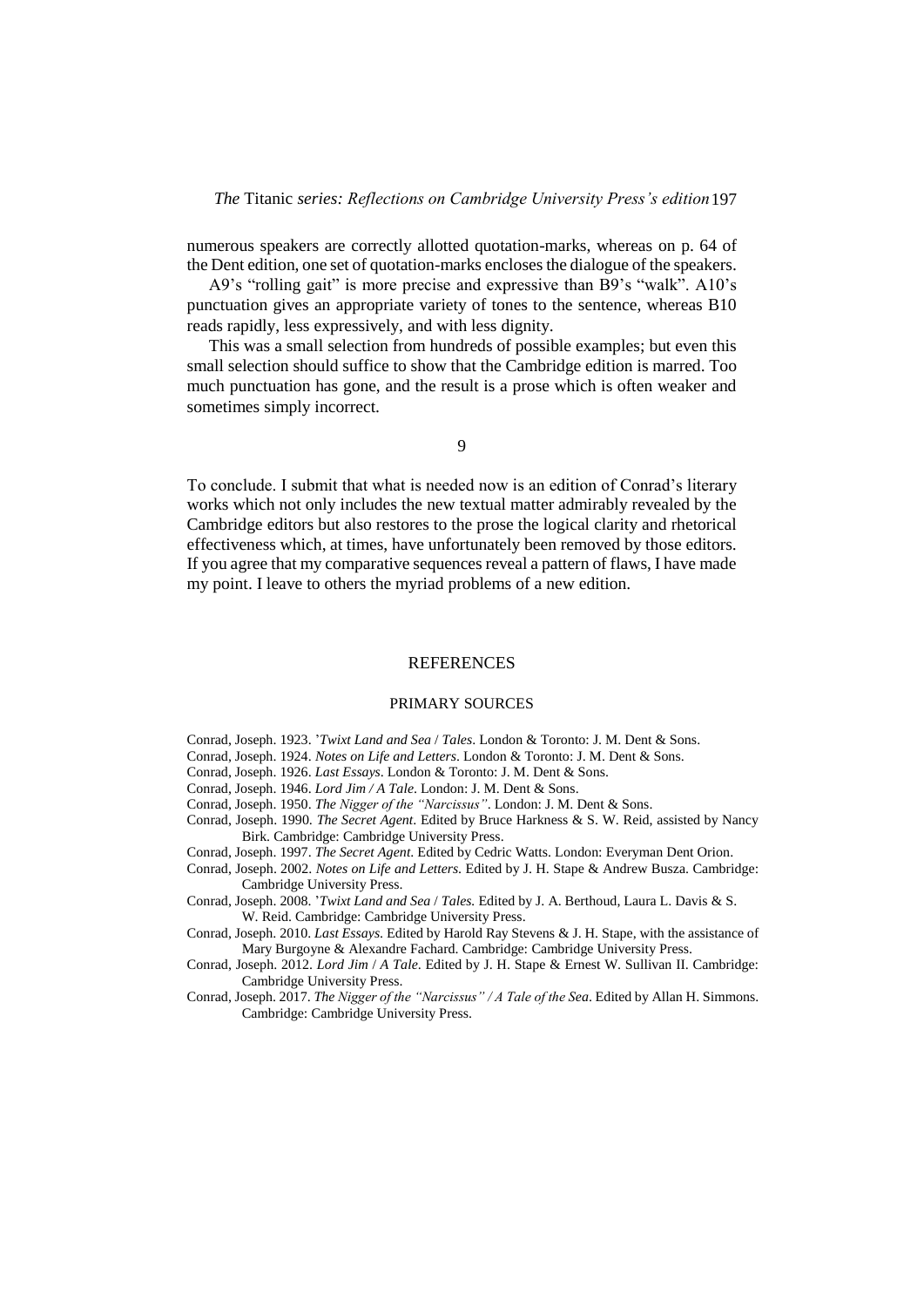numerous speakers are correctly allotted quotation-marks, whereas on p. 64 of the Dent edition, one set of quotation-marks encloses the dialogue of the speakers.

A9's "rolling gait" is more precise and expressive than B9's "walk". A10's punctuation gives an appropriate variety of tones to the sentence, whereas B10 reads rapidly, less expressively, and with less dignity.

This was a small selection from hundreds of possible examples; but even this small selection should suffice to show that the Cambridge edition is marred. Too much punctuation has gone, and the result is a prose which is often weaker and sometimes simply incorrect.

## 9

To conclude. I submit that what is needed now is an edition of Conrad's literary works which not only includes the new textual matter admirably revealed by the Cambridge editors but also restores to the prose the logical clarity and rhetorical effectiveness which, at times, have unfortunately been removed by those editors. If you agree that my comparative sequences reveal a pattern of flaws, I have made my point. I leave to others the myriad problems of a new edition.

## REFERENCES

### PRIMARY SOURCES

Conrad, Joseph. 1923. *'Twixt Land and Sea / Tales*. London & Toronto: J. M. Dent & Sons.

Conrad, Joseph. 1924. *Notes on Life and Letters*. London & Toronto: J. M. Dent & Sons.

Conrad, Joseph. 1926. *Last Essays*. London & Toronto: J. M. Dent & Sons.

Conrad, Joseph. 1946. *Lord Jim / A Tale*. London: J. M. Dent & Sons.

Conrad, Joseph. 1950. *The Nigger of the "Narcissus"*. London: J. M. Dent & Sons.

Conrad, Joseph. 1990. *The Secret Agent*. Edited by Bruce Harkness & S. W. Reid, assisted by Nancy Birk. Cambridge: Cambridge University Press.

Conrad, Joseph. 1997. *The Secret Agent*. Edited by Cedric Watts. London: Everyman Dent Orion.

Conrad, Joseph. 2002. *Notes on Life and Letters*. Edited by J. H. Stape & Andrew Busza. Cambridge: Cambridge University Press.

Conrad, Joseph. 2008. *'Twixt Land and Sea / Tales*. Edited by J. A. Berthoud, Laura L. Davis & S. W. Reid. Cambridge: Cambridge University Press.

Conrad, Joseph. 2010. *Last Essays*. Edited by Harold Ray Stevens & J. H. Stape, with the assistance of Mary Burgoyne & Alexandre Fachard. Cambridge: Cambridge University Press.

Conrad, Joseph. 2012. *Lord Jim / A Tale*. Edited by J. H. Stape & Ernest W. Sullivan II. Cambridge: Cambridge University Press.

Conrad, Joseph. 2017. *The Nigger of the "Narcissus" / A Tale of the Sea*. Edited by Allan H. Simmons. Cambridge: Cambridge University Press.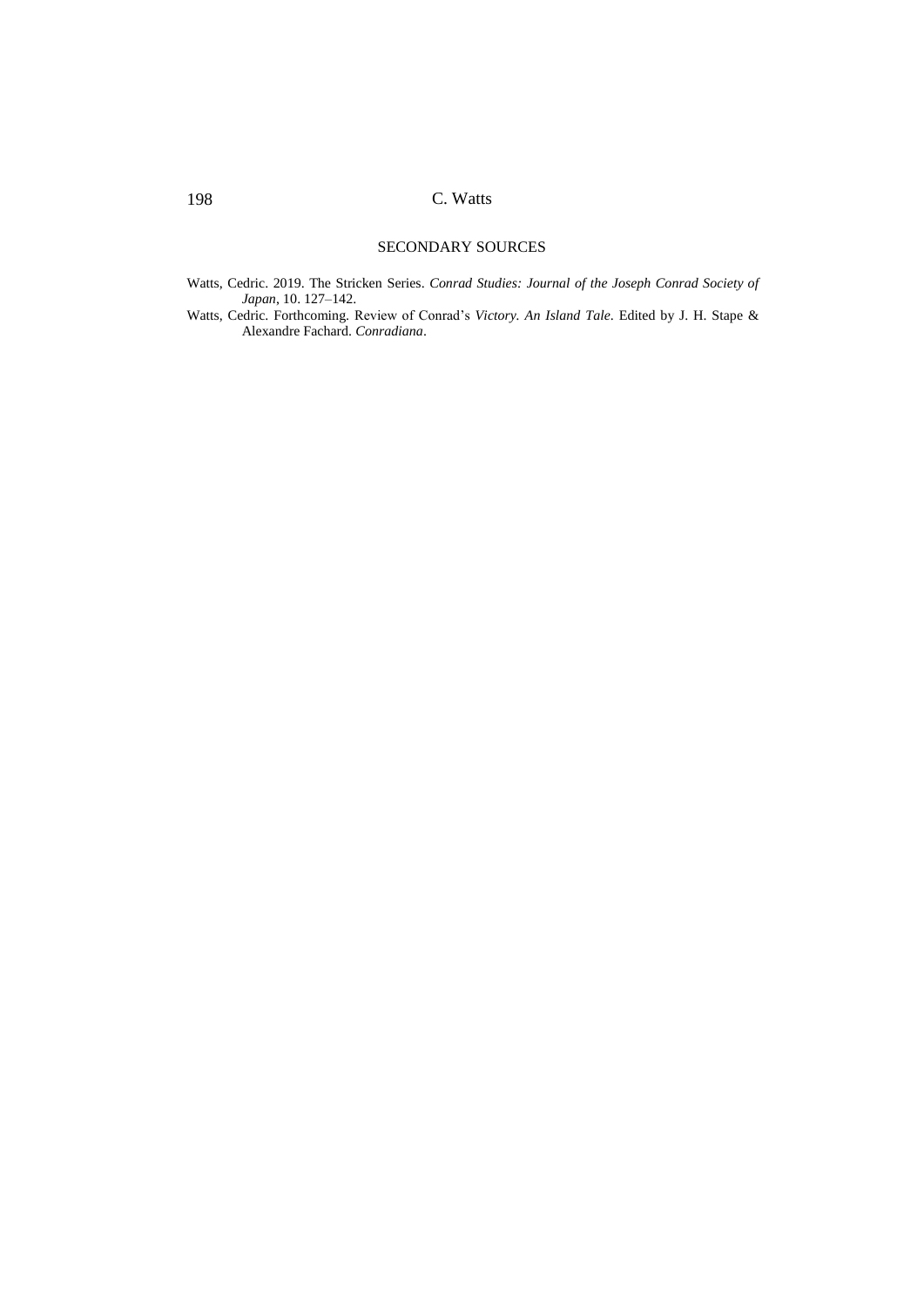## SECONDARY SOURCES

Watts, Cedric. 2019. The Stricken Series. *Conrad Studies: Journal of the Joseph Conrad Society of Japan*, 10. 127–142.

Watts, Cedric. Forthcoming. Review of Conrad's *Victory. An Island Tale.* Edited by J. H. Stape & Alexandre Fachard. *Conradiana*.